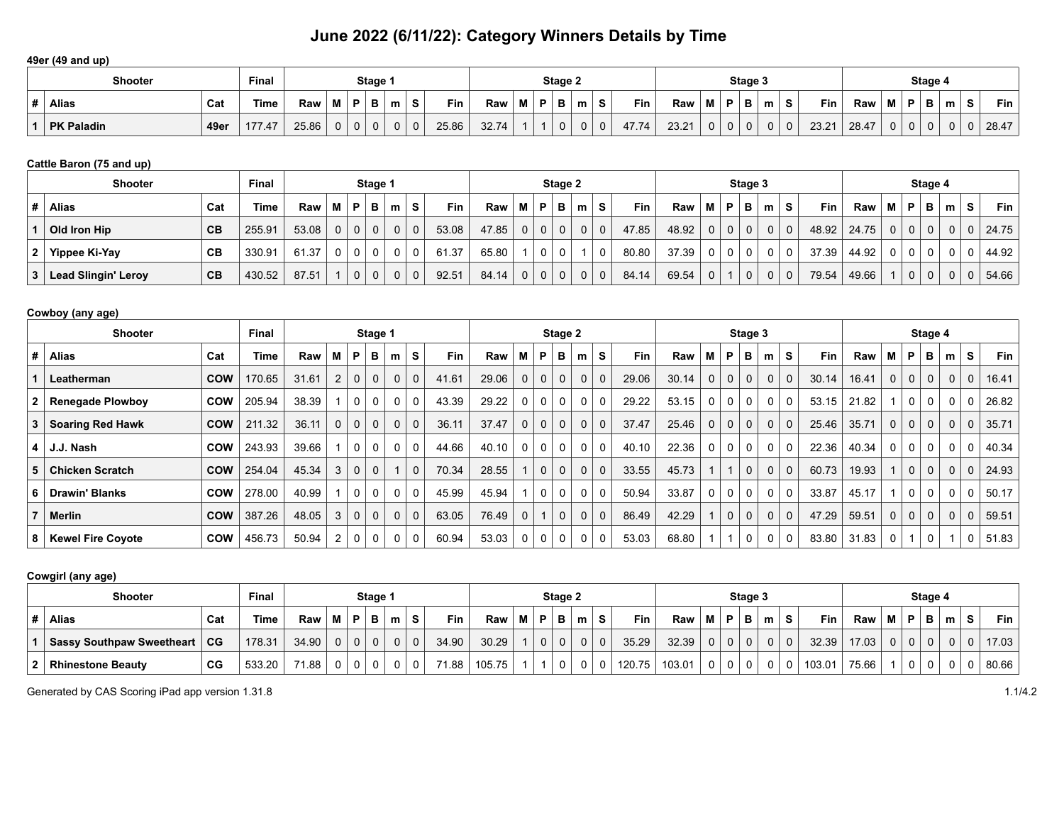# June 2022 (6/11/22): Category Winners Details by Time

### 49er (49 and up)

| Shooter | | | Final | Stage 1 | | | | | | | Stage 2 | | | | | | | Stage 3 | | | | | | | Stage 4 | | | | | | |
|---|---|---|---|---|---|---|---|---|---|---|---|---|---|---|---|---|---|---|---|---|---|---|---|---|---|---|---|---|---|---|---|
| # | Alias | Cat | Time | Raw | M | P | B | m | S | Fin | Raw | M | P | B | m | S | Fin | Raw | M | P | B | m | S | Fin | Raw | M | P | B | m | S | Fin |
| 1 | PK Paladin | 49er | 177.47 | 25.86 | 0 | 0 | 0 | 0 | 0 | 25.86 | 32.74 | 1 | 1 | 0 | 0 | 0 | 47.74 | 23.21 | 0 | 0 | 0 | 0 | 0 | 23.21 | 28.47 | 0 | 0 | 0 | 0 | 0 | 28.47 |

### Cattle Baron (75 and up)

| Shooter | | | Final | Stage 1 | | | | | | | Stage 2 | | | | | | | Stage 3 | | | | | | | Stage 4 | | | | | | |
|---|---|---|---|---|---|---|---|---|---|---|---|---|---|---|---|---|---|---|---|---|---|---|---|---|---|---|---|---|---|---|---|
| # | Alias | Cat | Time | Raw | M | P | B | m | S | Fin | Raw | M | P | B | m | S | Fin | Raw | M | P | B | m | S | Fin | Raw | M | P | B | m | S | Fin |
| 1 | Old Iron Hip | CB | 255.91 | 53.08 | 0 | 0 | 0 | 0 | 0 | 53.08 | 47.85 | 0 | 0 | 0 | 0 | 0 | 47.85 | 48.92 | 0 | 0 | 0 | 0 | 0 | 48.92 | 24.75 | 0 | 0 | 0 | 0 | 0 | 24.75 |
| 2 | Yippee Ki-Yay | CB | 330.91 | 61.37 | 0 | 0 | 0 | 0 | 0 | 61.37 | 65.80 | 1 | 0 | 0 | 1 | 0 | 80.80 | 37.39 | 0 | 0 | 0 | 0 | 0 | 37.39 | 44.92 | 0 | 0 | 0 | 0 | 0 | 44.92 |
| 3 | Lead Slingin' Leroy | CB | 430.52 | 87.51 | 1 | 0 | 0 | 0 | 0 | 92.51 | 84.14 | 0 | 0 | 0 | 0 | 0 | 84.14 | 69.54 | 0 | 1 | 0 | 0 | 0 | 79.54 | 49.66 | 1 | 0 | 0 | 0 | 0 | 54.66 |

### Cowboy (any age)

| Shooter | | | Final | Stage 1 | | | | | | | Stage 2 | | | | | | | Stage 3 | | | | | | | Stage 4 | | | | | | |
|---|---|---|---|---|---|---|---|---|---|---|---|---|---|---|---|---|---|---|---|---|---|---|---|---|---|---|---|---|---|---|---|
| # | Alias | Cat | Time | Raw | M | P | B | m | S | Fin | Raw | M | P | B | m | S | Fin | Raw | M | P | B | m | S | Fin | Raw | M | P | B | m | S | Fin |
| 1 | Leatherman | COW | 170.65 | 31.61 | 2 | 0 | 0 | 0 | 0 | 41.61 | 29.06 | 0 | 0 | 0 | 0 | 0 | 29.06 | 30.14 | 0 | 0 | 0 | 0 | 0 | 30.14 | 16.41 | 0 | 0 | 0 | 0 | 0 | 16.41 |
| 2 | Renegade Plowboy | COW | 205.94 | 38.39 | 1 | 0 | 0 | 0 | 0 | 43.39 | 29.22 | 0 | 0 | 0 | 0 | 0 | 29.22 | 53.15 | 0 | 0 | 0 | 0 | 0 | 53.15 | 21.82 | 1 | 0 | 0 | 0 | 0 | 26.82 |
| 3 | Soaring Red Hawk | COW | 211.32 | 36.11 | 0 | 0 | 0 | 0 | 0 | 36.11 | 37.47 | 0 | 0 | 0 | 0 | 0 | 37.47 | 25.46 | 0 | 0 | 0 | 0 | 0 | 25.46 | 35.71 | 0 | 0 | 0 | 0 | 0 | 35.71 |
| 4 | J.J. Nash | COW | 243.93 | 39.66 | 1 | 0 | 0 | 0 | 0 | 44.66 | 40.10 | 0 | 0 | 0 | 0 | 0 | 40.10 | 22.36 | 0 | 0 | 0 | 0 | 0 | 22.36 | 40.34 | 0 | 0 | 0 | 0 | 0 | 40.34 |
| 5 | Chicken Scratch | COW | 254.04 | 45.34 | 3 | 0 | 0 | 1 | 0 | 70.34 | 28.55 | 1 | 0 | 0 | 0 | 0 | 33.55 | 45.73 | 1 | 1 | 0 | 0 | 0 | 60.73 | 19.93 | 1 | 0 | 0 | 0 | 0 | 24.93 |
| 6 | Drawin' Blanks | COW | 278.00 | 40.99 | 1 | 0 | 0 | 0 | 0 | 45.99 | 45.94 | 1 | 0 | 0 | 0 | 0 | 50.94 | 33.87 | 0 | 0 | 0 | 0 | 0 | 33.87 | 45.17 | 1 | 0 | 0 | 0 | 0 | 50.17 |
| 7 | Merlin | COW | 387.26 | 48.05 | 3 | 0 | 0 | 0 | 0 | 63.05 | 76.49 | 0 | 1 | 0 | 0 | 0 | 86.49 | 42.29 | 1 | 0 | 0 | 0 | 0 | 47.29 | 59.51 | 0 | 0 | 0 | 0 | 0 | 59.51 |
| 8 | Kewel Fire Coyote | COW | 456.73 | 50.94 | 2 | 0 | 0 | 0 | 0 | 60.94 | 53.03 | 0 | 0 | 0 | 0 | 0 | 53.03 | 68.80 | 1 | 1 | 0 | 0 | 0 | 83.80 | 31.83 | 0 | 1 | 0 | 1 | 0 | 51.83 |

### Cowgirl (any age)

| Shooter | | | Final | Stage 1 | | | | | | | Stage 2 | | | | | | | Stage 3 | | | | | | | Stage 4 | | | | | | |
|---|---|---|---|---|---|---|---|---|---|---|---|---|---|---|---|---|---|---|---|---|---|---|---|---|---|---|---|---|---|---|---|
| # | Alias | Cat | Time | Raw | M | P | B | m | S | Fin | Raw | M | P | B | m | S | Fin | Raw | M | P | B | m | S | Fin | Raw | M | P | B | m | S | Fin |
| 1 | Sassy Southpaw Sweetheart | CG | 178.31 | 34.90 | 0 | 0 | 0 | 0 | 0 | 34.90 | 30.29 | 1 | 0 | 0 | 0 | 0 | 35.29 | 32.39 | 0 | 0 | 0 | 0 | 0 | 32.39 | 17.03 | 0 | 0 | 0 | 0 | 0 | 17.03 |
| 2 | Rhinestone Beauty | CG | 533.20 | 71.88 | 0 | 0 | 0 | 0 | 0 | 71.88 | 105.75 | 1 | 1 | 0 | 0 | 0 | 120.75 | 103.01 | 0 | 0 | 0 | 0 | 0 | 103.01 | 75.66 | 1 | 0 | 0 | 0 | 0 | 80.66 |

Generated by CAS Scoring iPad app version 1.31.8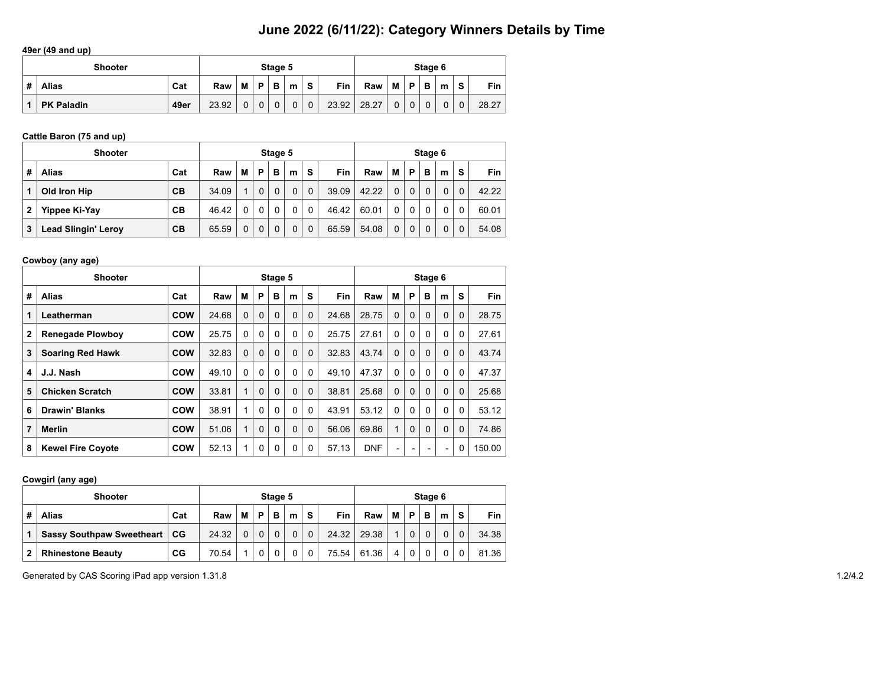# June 2022 (6/11/22): Category Winners Details by Time

**49er (49 and up)**

| Shooter | | | Stage 5 | | | | | | | Stage 6 | | | | | | |
|---|---|---|---|---|---|---|---|---|---|---|---|---|---|---|---|---|
| # | Alias | Cat | Raw | M | P | B | m | S | Fin | Raw | M | P | B | m | S | Fin |
| 1 | PK Paladin | 49er | 23.92 | 0 | 0 | 0 | 0 | 0 | 23.92 | 28.27 | 0 | 0 | 0 | 0 | 0 | 28.27 |

**Cattle Baron (75 and up)**

| Shooter | | | Stage 5 | | | | | | | Stage 6 | | | | | | |
|---|---|---|---|---|---|---|---|---|---|---|---|---|---|---|---|---|
| # | Alias | Cat | Raw | M | P | B | m | S | Fin | Raw | M | P | B | m | S | Fin |
| 1 | Old Iron Hip | CB | 34.09 | 1 | 0 | 0 | 0 | 0 | 39.09 | 42.22 | 0 | 0 | 0 | 0 | 0 | 42.22 |
| 2 | Yippee Ki-Yay | CB | 46.42 | 0 | 0 | 0 | 0 | 0 | 46.42 | 60.01 | 0 | 0 | 0 | 0 | 0 | 60.01 |
| 3 | Lead Slingin' Leroy | CB | 65.59 | 0 | 0 | 0 | 0 | 0 | 65.59 | 54.08 | 0 | 0 | 0 | 0 | 0 | 54.08 |

**Cowboy (any age)**

| Shooter | | | Stage 5 | | | | | | | Stage 6 | | | | | | |
|---|---|---|---|---|---|---|---|---|---|---|---|---|---|---|---|---|
| # | Alias | Cat | Raw | M | P | B | m | S | Fin | Raw | M | P | B | m | S | Fin |
| 1 | Leatherman | COW | 24.68 | 0 | 0 | 0 | 0 | 0 | 24.68 | 28.75 | 0 | 0 | 0 | 0 | 0 | 28.75 |
| 2 | Renegade Plowboy | COW | 25.75 | 0 | 0 | 0 | 0 | 0 | 25.75 | 27.61 | 0 | 0 | 0 | 0 | 0 | 27.61 |
| 3 | Soaring Red Hawk | COW | 32.83 | 0 | 0 | 0 | 0 | 0 | 32.83 | 43.74 | 0 | 0 | 0 | 0 | 0 | 43.74 |
| 4 | J.J. Nash | COW | 49.10 | 0 | 0 | 0 | 0 | 0 | 49.10 | 47.37 | 0 | 0 | 0 | 0 | 0 | 47.37 |
| 5 | Chicken Scratch | COW | 33.81 | 1 | 0 | 0 | 0 | 0 | 38.81 | 25.68 | 0 | 0 | 0 | 0 | 0 | 25.68 |
| 6 | Drawin' Blanks | COW | 38.91 | 1 | 0 | 0 | 0 | 0 | 43.91 | 53.12 | 0 | 0 | 0 | 0 | 0 | 53.12 |
| 7 | Merlin | COW | 51.06 | 1 | 0 | 0 | 0 | 0 | 56.06 | 69.86 | 1 | 0 | 0 | 0 | 0 | 74.86 |
| 8 | Kewel Fire Coyote | COW | 52.13 | 1 | 0 | 0 | 0 | 0 | 57.13 | DNF | - | - | - | - | 0 | 150.00 |

**Cowgirl (any age)**

| Shooter | | | Stage 5 | | | | | | | Stage 6 | | | | | | |
|---|---|---|---|---|---|---|---|---|---|---|---|---|---|---|---|---|
| # | Alias | Cat | Raw | M | P | B | m | S | Fin | Raw | M | P | B | m | S | Fin |
| 1 | Sassy Southpaw Sweetheart | CG | 24.32 | 0 | 0 | 0 | 0 | 0 | 24.32 | 29.38 | 1 | 0 | 0 | 0 | 0 | 34.38 |
| 2 | Rhinestone Beauty | CG | 70.54 | 1 | 0 | 0 | 0 | 0 | 75.54 | 61.36 | 4 | 0 | 0 | 0 | 0 | 81.36 |

Generated by CAS Scoring iPad app version 1.31.8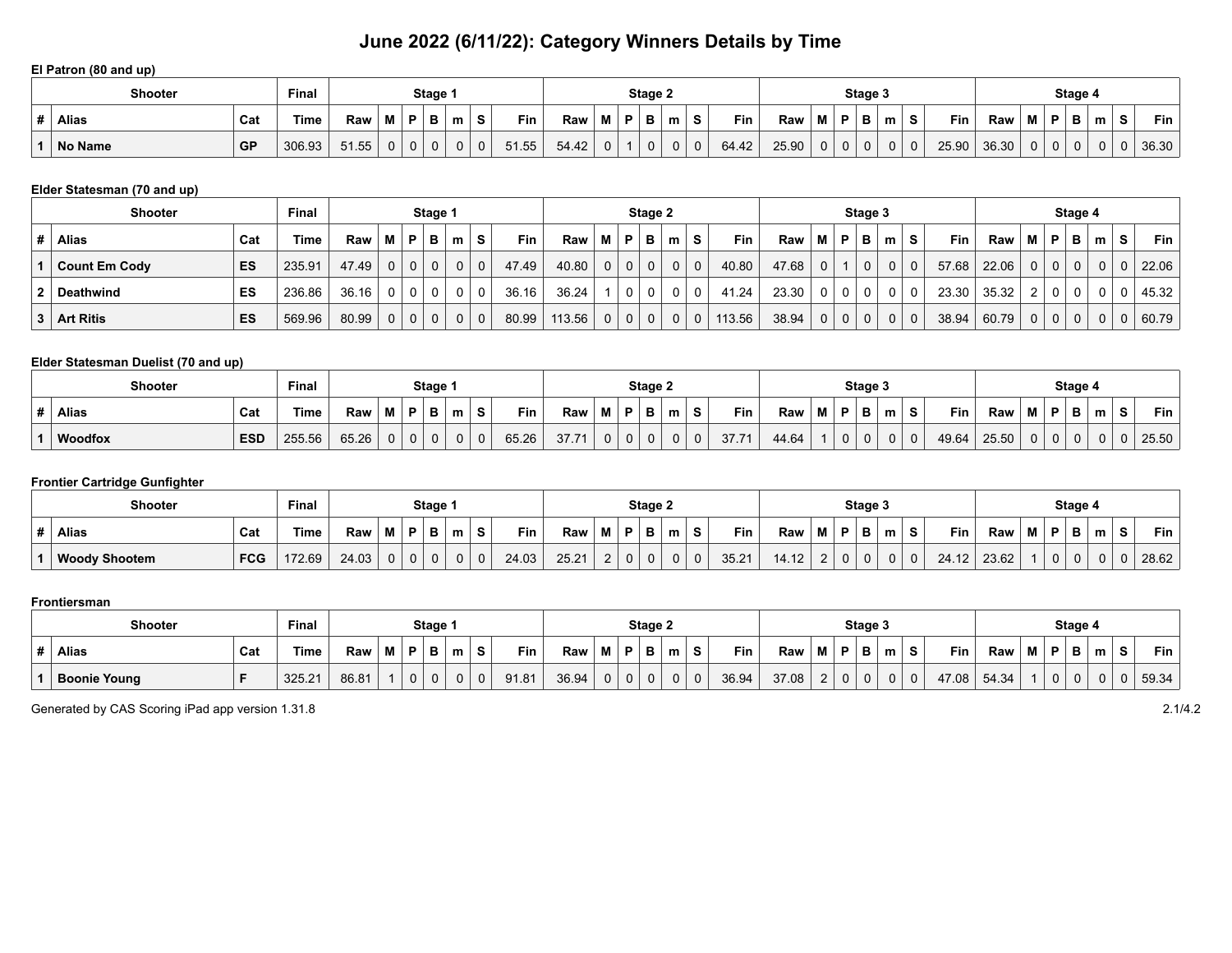# June 2022 (6/11/22): Category Winners Details by Time

**El Patron (80 and up)**

| Shooter | | | Final | Stage 1 | | | | | | | Stage 2 | | | | | | | Stage 3 | | | | | | | Stage 4 | | | | | | |
|---|---|---|---|---|---|---|---|---|---|---|---|---|---|---|---|---|---|---|---|---|---|---|---|---|---|---|---|---|---|---|---|
| # | Alias | Cat | Time | Raw | M | P | B | m | S | Fin | Raw | M | P | B | m | S | Fin | Raw | M | P | B | m | S | Fin | Raw | M | P | B | m | S | Fin |
| 1 | No Name | GP | 306.93 | 51.55 | 0 | 0 | 0 | 0 | 0 | 51.55 | 54.42 | 0 | 1 | 0 | 0 | 0 | 64.42 | 25.90 | 0 | 0 | 0 | 0 | 0 | 25.90 | 36.30 | 0 | 0 | 0 | 0 | 0 | 36.30 |

**Elder Statesman (70 and up)**

| Shooter | | | Final | Stage 1 | | | | | | | Stage 2 | | | | | | | Stage 3 | | | | | | | Stage 4 | | | | | | |
|---|---|---|---|---|---|---|---|---|---|---|---|---|---|---|---|---|---|---|---|---|---|---|---|---|---|---|---|---|---|---|---|
| # | Alias | Cat | Time | Raw | M | P | B | m | S | Fin | Raw | M | P | B | m | S | Fin | Raw | M | P | B | m | S | Fin | Raw | M | P | B | m | S | Fin |
| 1 | Count Em Cody | ES | 235.91 | 47.49 | 0 | 0 | 0 | 0 | 0 | 47.49 | 40.80 | 0 | 0 | 0 | 0 | 0 | 40.80 | 47.68 | 0 | 1 | 0 | 0 | 0 | 57.68 | 22.06 | 0 | 0 | 0 | 0 | 0 | 22.06 |
| 2 | Deathwind | ES | 236.86 | 36.16 | 0 | 0 | 0 | 0 | 0 | 36.16 | 36.24 | 1 | 0 | 0 | 0 | 0 | 41.24 | 23.30 | 0 | 0 | 0 | 0 | 0 | 23.30 | 35.32 | 2 | 0 | 0 | 0 | 0 | 45.32 |
| 3 | Art Ritis | ES | 569.96 | 80.99 | 0 | 0 | 0 | 0 | 0 | 80.99 | 113.56 | 0 | 0 | 0 | 0 | 0 | 113.56 | 38.94 | 0 | 0 | 0 | 0 | 0 | 38.94 | 60.79 | 0 | 0 | 0 | 0 | 0 | 60.79 |

**Elder Statesman Duelist (70 and up)**

| Shooter | | | Final | Stage 1 | | | | | | | Stage 2 | | | | | | | Stage 3 | | | | | | | Stage 4 | | | | | | |
|---|---|---|---|---|---|---|---|---|---|---|---|---|---|---|---|---|---|---|---|---|---|---|---|---|---|---|---|---|---|---|---|
| # | Alias | Cat | Time | Raw | M | P | B | m | S | Fin | Raw | M | P | B | m | S | Fin | Raw | M | P | B | m | S | Fin | Raw | M | P | B | m | S | Fin |
| 1 | Woodfox | ESD | 255.56 | 65.26 | 0 | 0 | 0 | 0 | 0 | 65.26 | 37.71 | 0 | 0 | 0 | 0 | 0 | 37.71 | 44.64 | 1 | 0 | 0 | 0 | 0 | 49.64 | 25.50 | 0 | 0 | 0 | 0 | 0 | 25.50 |

**Frontier Cartridge Gunfighter**

| Shooter | | | Final | Stage 1 | | | | | | | Stage 2 | | | | | | | Stage 3 | | | | | | | Stage 4 | | | | | | |
|---|---|---|---|---|---|---|---|---|---|---|---|---|---|---|---|---|---|---|---|---|---|---|---|---|---|---|---|---|---|---|---|
| # | Alias | Cat | Time | Raw | M | P | B | m | S | Fin | Raw | M | P | B | m | S | Fin | Raw | M | P | B | m | S | Fin | Raw | M | P | B | m | S | Fin |
| 1 | Woody Shootem | FCG | 172.69 | 24.03 | 0 | 0 | 0 | 0 | 0 | 24.03 | 25.21 | 2 | 0 | 0 | 0 | 0 | 35.21 | 14.12 | 2 | 0 | 0 | 0 | 0 | 24.12 | 23.62 | 1 | 0 | 0 | 0 | 0 | 28.62 |

**Frontiersman**

| Shooter | | | Final | Stage 1 | | | | | | | Stage 2 | | | | | | | Stage 3 | | | | | | | Stage 4 | | | | | | |
|---|---|---|---|---|---|---|---|---|---|---|---|---|---|---|---|---|---|---|---|---|---|---|---|---|---|---|---|---|---|---|---|
| # | Alias | Cat | Time | Raw | M | P | B | m | S | Fin | Raw | M | P | B | m | S | Fin | Raw | M | P | B | m | S | Fin | Raw | M | P | B | m | S | Fin |
| 1 | Boonie Young | F | 325.21 | 86.81 | 1 | 0 | 0 | 0 | 0 | 91.81 | 36.94 | 0 | 0 | 0 | 0 | 0 | 36.94 | 37.08 | 2 | 0 | 0 | 0 | 0 | 47.08 | 54.34 | 1 | 0 | 0 | 0 | 0 | 59.34 |

Generated by CAS Scoring iPad app version 1.31.8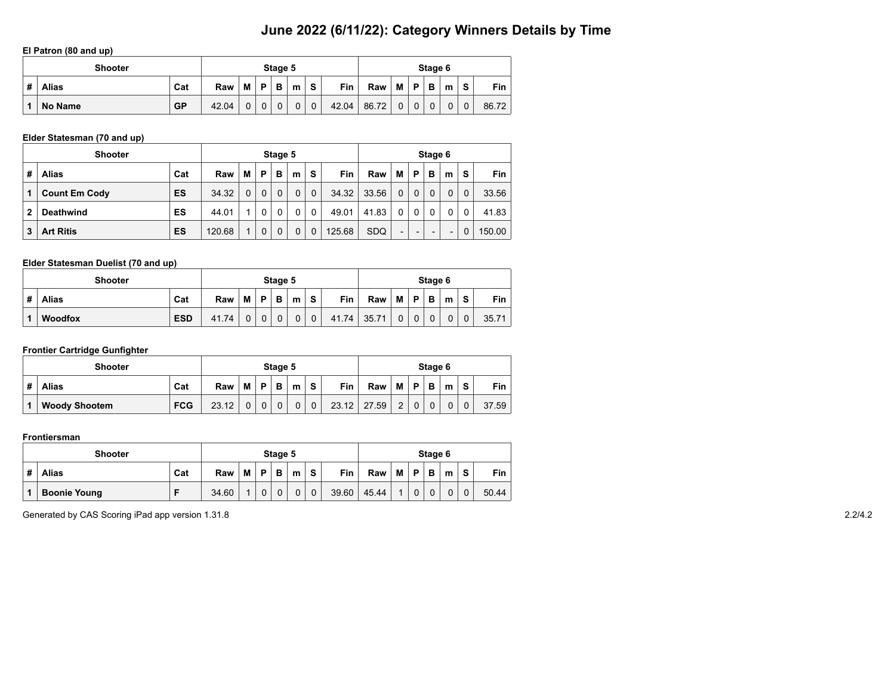# June 2022 (6/11/22): Category Winners Details by Time

**El Patron (80 and up)**

| Shooter | | | Stage 5 | | | | | | | Stage 6 | | | | | | |
|---|---|---|---|---|---|---|---|---|---|---|---|---|---|---|---|---|
| # | Alias | Cat | Raw | M | P | B | m | S | Fin | Raw | M | P | B | m | S | Fin |
| 1 | **No Name** | **GP** | 42.04 | 0 | 0 | 0 | 0 | 0 | 42.04 | 86.72 | 0 | 0 | 0 | 0 | 0 | 86.72 |

**Elder Statesman (70 and up)**

| Shooter | | | Stage 5 | | | | | | | Stage 6 | | | | | | |
|---|---|---|---|---|---|---|---|---|---|---|---|---|---|---|---|---|
| # | Alias | Cat | Raw | M | P | B | m | S | Fin | Raw | M | P | B | m | S | Fin |
| 1 | **Count Em Cody** | **ES** | 34.32 | 0 | 0 | 0 | 0 | 0 | 34.32 | 33.56 | 0 | 0 | 0 | 0 | 0 | 33.56 |
| 2 | **Deathwind** | **ES** | 44.01 | 1 | 0 | 0 | 0 | 0 | 49.01 | 41.83 | 0 | 0 | 0 | 0 | 0 | 41.83 |
| 3 | **Art Ritis** | **ES** | 120.68 | 1 | 0 | 0 | 0 | 0 | 125.68 | SDQ | - | - | - | - | 0 | 150.00 |

**Elder Statesman Duelist (70 and up)**

| Shooter | | | Stage 5 | | | | | | | Stage 6 | | | | | | |
|---|---|---|---|---|---|---|---|---|---|---|---|---|---|---|---|---|
| # | Alias | Cat | Raw | M | P | B | m | S | Fin | Raw | M | P | B | m | S | Fin |
| 1 | **Woodfox** | **ESD** | 41.74 | 0 | 0 | 0 | 0 | 0 | 41.74 | 35.71 | 0 | 0 | 0 | 0 | 0 | 35.71 |

**Frontier Cartridge Gunfighter**

| Shooter | | | Stage 5 | | | | | | | Stage 6 | | | | | | |
|---|---|---|---|---|---|---|---|---|---|---|---|---|---|---|---|---|
| # | Alias | Cat | Raw | M | P | B | m | S | Fin | Raw | M | P | B | m | S | Fin |
| 1 | **Woody Shootem** | **FCG** | 23.12 | 0 | 0 | 0 | 0 | 0 | 23.12 | 27.59 | 2 | 0 | 0 | 0 | 0 | 37.59 |

**Frontiersman**

| Shooter | | | Stage 5 | | | | | | | Stage 6 | | | | | | |
|---|---|---|---|---|---|---|---|---|---|---|---|---|---|---|---|---|
| # | Alias | Cat | Raw | M | P | B | m | S | Fin | Raw | M | P | B | m | S | Fin |
| 1 | **Boonie Young** | **F** | 34.60 | 1 | 0 | 0 | 0 | 0 | 39.60 | 45.44 | 1 | 0 | 0 | 0 | 0 | 50.44 |

Generated by CAS Scoring iPad app version 1.31.8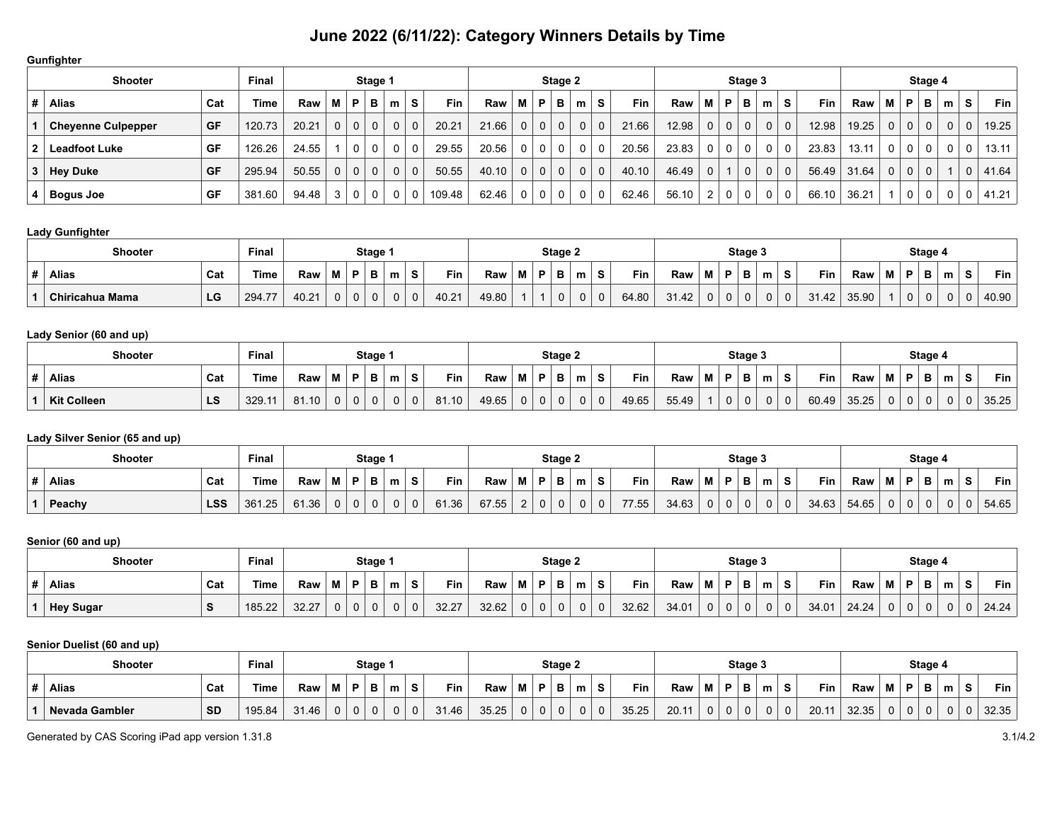# June 2022 (6/11/22): Category Winners Details by Time

**Gunfighter**

| Shooter | | | Final | Stage 1 | | | | | | | Stage 2 | | | | | | | Stage 3 | | | | | | | Stage 4 | | | | | | |
|---|---|---|---|---|---|---|---|---|---|---|---|---|---|---|---|---|---|---|---|---|---|---|---|---|---|---|---|---|---|---|---|
| # | Alias | Cat | Time | Raw | M | P | B | m | S | Fin | Raw | M | P | B | m | S | Fin | Raw | M | P | B | m | S | Fin | Raw | M | P | B | m | S | Fin |
| 1 | Cheyenne Culpepper | GF | 120.73 | 20.21 | 0 | 0 | 0 | 0 | 0 | 20.21 | 21.66 | 0 | 0 | 0 | 0 | 0 | 21.66 | 12.98 | 0 | 0 | 0 | 0 | 0 | 12.98 | 19.25 | 0 | 0 | 0 | 0 | 0 | 19.25 |
| 2 | Leadfoot Luke | GF | 126.26 | 24.55 | 1 | 0 | 0 | 0 | 0 | 29.55 | 20.56 | 0 | 0 | 0 | 0 | 0 | 20.56 | 23.83 | 0 | 0 | 0 | 0 | 0 | 23.83 | 13.11 | 0 | 0 | 0 | 0 | 0 | 13.11 |
| 3 | Hey Duke | GF | 295.94 | 50.55 | 0 | 0 | 0 | 0 | 0 | 50.55 | 40.10 | 0 | 0 | 0 | 0 | 0 | 40.10 | 46.49 | 0 | 1 | 0 | 0 | 0 | 56.49 | 31.64 | 0 | 0 | 0 | 1 | 0 | 41.64 |
| 4 | Bogus Joe | GF | 381.60 | 94.48 | 3 | 0 | 0 | 0 | 0 | 109.48 | 62.46 | 0 | 0 | 0 | 0 | 0 | 62.46 | 56.10 | 2 | 0 | 0 | 0 | 0 | 66.10 | 36.21 | 1 | 0 | 0 | 0 | 0 | 41.21 |

**Lady Gunfighter**

| Shooter | | | Final | Stage 1 | | | | | | | Stage 2 | | | | | | | Stage 3 | | | | | | | Stage 4 | | | | | | |
|---|---|---|---|---|---|---|---|---|---|---|---|---|---|---|---|---|---|---|---|---|---|---|---|---|---|---|---|---|---|---|---|
| # | Alias | Cat | Time | Raw | M | P | B | m | S | Fin | Raw | M | P | B | m | S | Fin | Raw | M | P | B | m | S | Fin | Raw | M | P | B | m | S | Fin |
| 1 | Chiricahua Mama | LG | 294.77 | 40.21 | 0 | 0 | 0 | 0 | 0 | 40.21 | 49.80 | 1 | 1 | 0 | 0 | 0 | 64.80 | 31.42 | 0 | 0 | 0 | 0 | 0 | 31.42 | 35.90 | 1 | 0 | 0 | 0 | 0 | 40.90 |

**Lady Senior (60 and up)**

| Shooter | | | Final | Stage 1 | | | | | | | Stage 2 | | | | | | | Stage 3 | | | | | | | Stage 4 | | | | | | |
|---|---|---|---|---|---|---|---|---|---|---|---|---|---|---|---|---|---|---|---|---|---|---|---|---|---|---|---|---|---|---|---|
| # | Alias | Cat | Time | Raw | M | P | B | m | S | Fin | Raw | M | P | B | m | S | Fin | Raw | M | P | B | m | S | Fin | Raw | M | P | B | m | S | Fin |
| 1 | Kit Colleen | LS | 329.11 | 81.10 | 0 | 0 | 0 | 0 | 0 | 81.10 | 49.65 | 0 | 0 | 0 | 0 | 0 | 49.65 | 55.49 | 1 | 0 | 0 | 0 | 0 | 60.49 | 35.25 | 0 | 0 | 0 | 0 | 0 | 35.25 |

**Lady Silver Senior (65 and up)**

| Shooter | | | Final | Stage 1 | | | | | | | Stage 2 | | | | | | | Stage 3 | | | | | | | Stage 4 | | | | | | |
|---|---|---|---|---|---|---|---|---|---|---|---|---|---|---|---|---|---|---|---|---|---|---|---|---|---|---|---|---|---|---|---|
| # | Alias | Cat | Time | Raw | M | P | B | m | S | Fin | Raw | M | P | B | m | S | Fin | Raw | M | P | B | m | S | Fin | Raw | M | P | B | m | S | Fin |
| 1 | Peachy | LSS | 361.25 | 61.36 | 0 | 0 | 0 | 0 | 0 | 61.36 | 67.55 | 2 | 0 | 0 | 0 | 0 | 77.55 | 34.63 | 0 | 0 | 0 | 0 | 0 | 34.63 | 54.65 | 0 | 0 | 0 | 0 | 0 | 54.65 |

**Senior (60 and up)**

| Shooter | | | Final | Stage 1 | | | | | | | Stage 2 | | | | | | | Stage 3 | | | | | | | Stage 4 | | | | | | |
|---|---|---|---|---|---|---|---|---|---|---|---|---|---|---|---|---|---|---|---|---|---|---|---|---|---|---|---|---|---|---|---|
| # | Alias | Cat | Time | Raw | M | P | B | m | S | Fin | Raw | M | P | B | m | S | Fin | Raw | M | P | B | m | S | Fin | Raw | M | P | B | m | S | Fin |
| 1 | Hey Sugar | S | 185.22 | 32.27 | 0 | 0 | 0 | 0 | 0 | 32.27 | 32.62 | 0 | 0 | 0 | 0 | 0 | 32.62 | 34.01 | 0 | 0 | 0 | 0 | 0 | 34.01 | 24.24 | 0 | 0 | 0 | 0 | 0 | 24.24 |

**Senior Duelist (60 and up)**

| Shooter | | | Final | Stage 1 | | | | | | | Stage 2 | | | | | | | Stage 3 | | | | | | | Stage 4 | | | | | | |
|---|---|---|---|---|---|---|---|---|---|---|---|---|---|---|---|---|---|---|---|---|---|---|---|---|---|---|---|---|---|---|---|
| # | Alias | Cat | Time | Raw | M | P | B | m | S | Fin | Raw | M | P | B | m | S | Fin | Raw | M | P | B | m | S | Fin | Raw | M | P | B | m | S | Fin |
| 1 | Nevada Gambler | SD | 195.84 | 31.46 | 0 | 0 | 0 | 0 | 0 | 31.46 | 35.25 | 0 | 0 | 0 | 0 | 0 | 35.25 | 20.11 | 0 | 0 | 0 | 0 | 0 | 20.11 | 32.35 | 0 | 0 | 0 | 0 | 0 | 32.35 |

Generated by CAS Scoring iPad app version 1.31.8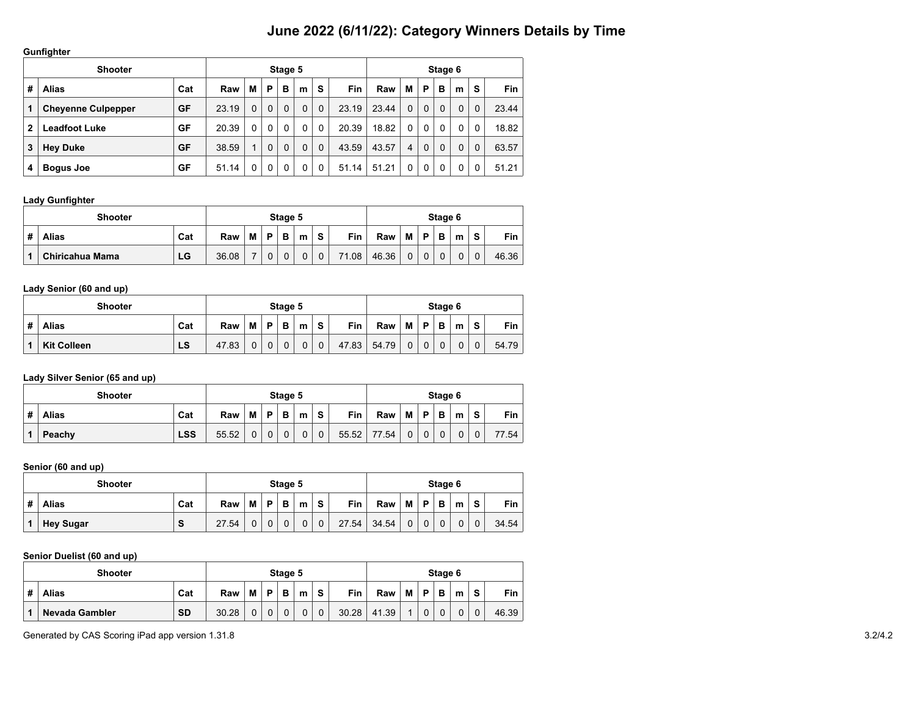# June 2022 (6/11/22): Category Winners Details by Time

### Gunfighter

| Shooter | | | Stage 5 | | | | | | | Stage 6 | | | | | | |
|---|---|---|---|---|---|---|---|---|---|---|---|---|---|---|---|---|
| # | Alias | Cat | Raw | M | P | B | m | S | Fin | Raw | M | P | B | m | S | Fin |
| 1 | Cheyenne Culpepper | GF | 23.19 | 0 | 0 | 0 | 0 | 0 | 23.19 | 23.44 | 0 | 0 | 0 | 0 | 0 | 23.44 |
| 2 | Leadfoot Luke | GF | 20.39 | 0 | 0 | 0 | 0 | 0 | 20.39 | 18.82 | 0 | 0 | 0 | 0 | 0 | 18.82 |
| 3 | Hey Duke | GF | 38.59 | 1 | 0 | 0 | 0 | 0 | 43.59 | 43.57 | 4 | 0 | 0 | 0 | 0 | 63.57 |
| 4 | Bogus Joe | GF | 51.14 | 0 | 0 | 0 | 0 | 0 | 51.14 | 51.21 | 0 | 0 | 0 | 0 | 0 | 51.21 |

### Lady Gunfighter

| Shooter | | | Stage 5 | | | | | | | Stage 6 | | | | | | |
|---|---|---|---|---|---|---|---|---|---|---|---|---|---|---|---|---|
| # | Alias | Cat | Raw | M | P | B | m | S | Fin | Raw | M | P | B | m | S | Fin |
| 1 | Chiricahua Mama | LG | 36.08 | 7 | 0 | 0 | 0 | 0 | 71.08 | 46.36 | 0 | 0 | 0 | 0 | 0 | 46.36 |

### Lady Senior (60 and up)

| Shooter | | | Stage 5 | | | | | | | Stage 6 | | | | | | |
|---|---|---|---|---|---|---|---|---|---|---|---|---|---|---|---|---|
| # | Alias | Cat | Raw | M | P | B | m | S | Fin | Raw | M | P | B | m | S | Fin |
| 1 | Kit Colleen | LS | 47.83 | 0 | 0 | 0 | 0 | 0 | 47.83 | 54.79 | 0 | 0 | 0 | 0 | 0 | 54.79 |

### Lady Silver Senior (65 and up)

| Shooter | | | Stage 5 | | | | | | | Stage 6 | | | | | | |
|---|---|---|---|---|---|---|---|---|---|---|---|---|---|---|---|---|
| # | Alias | Cat | Raw | M | P | B | m | S | Fin | Raw | M | P | B | m | S | Fin |
| 1 | Peachy | LSS | 55.52 | 0 | 0 | 0 | 0 | 0 | 55.52 | 77.54 | 0 | 0 | 0 | 0 | 0 | 77.54 |

### Senior (60 and up)

| Shooter | | | Stage 5 | | | | | | | Stage 6 | | | | | | |
|---|---|---|---|---|---|---|---|---|---|---|---|---|---|---|---|---|
| # | Alias | Cat | Raw | M | P | B | m | S | Fin | Raw | M | P | B | m | S | Fin |
| 1 | Hey Sugar | S | 27.54 | 0 | 0 | 0 | 0 | 0 | 27.54 | 34.54 | 0 | 0 | 0 | 0 | 0 | 34.54 |

### Senior Duelist (60 and up)

| Shooter | | | Stage 5 | | | | | | | Stage 6 | | | | | | |
|---|---|---|---|---|---|---|---|---|---|---|---|---|---|---|---|---|
| # | Alias | Cat | Raw | M | P | B | m | S | Fin | Raw | M | P | B | m | S | Fin |
| 1 | Nevada Gambler | SD | 30.28 | 0 | 0 | 0 | 0 | 0 | 30.28 | 41.39 | 1 | 0 | 0 | 0 | 0 | 46.39 |

Generated by CAS Scoring iPad app version 1.31.8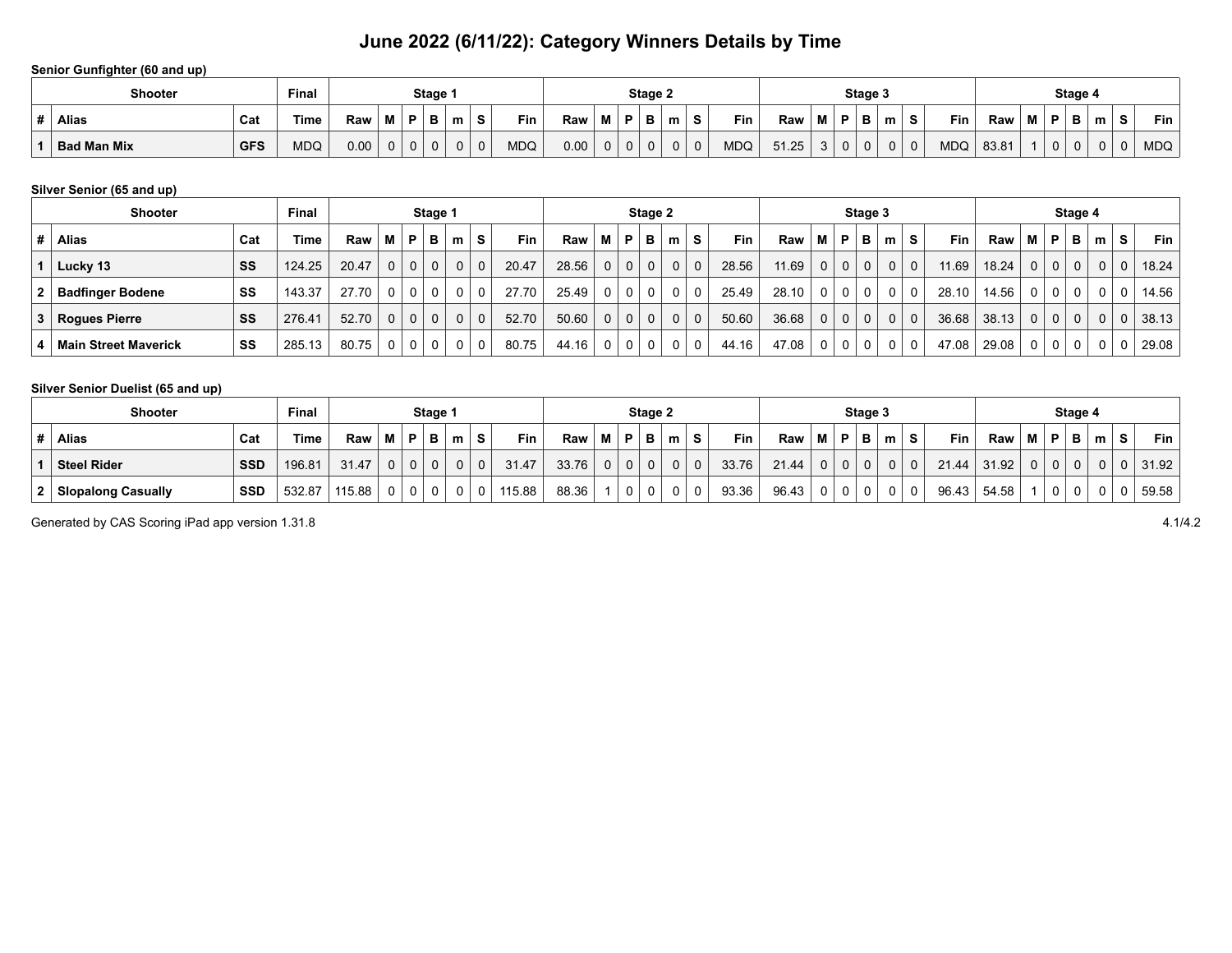# June 2022 (6/11/22): Category Winners Details by Time

**Senior Gunfighter (60 and up)**

| Shooter | | | Final | Stage 1 | | | | | | | Stage 2 | | | | | | | Stage 3 | | | | | | | Stage 4 | | | | | | |
|---|---|---|---|---|---|---|---|---|---|---|---|---|---|---|---|---|---|---|---|---|---|---|---|---|---|---|---|---|---|---|---|
| # | Alias | Cat | Time | Raw | M | P | B | m | S | Fin | Raw | M | P | B | m | S | Fin | Raw | M | P | B | m | S | Fin | Raw | M | P | B | m | S | Fin |
| 1 | Bad Man Mix | GFS | MDQ | 0.00 | 0 | 0 | 0 | 0 | 0 | MDQ | 0.00 | 0 | 0 | 0 | 0 | 0 | MDQ | 51.25 | 3 | 0 | 0 | 0 | 0 | MDQ | 83.81 | 1 | 0 | 0 | 0 | 0 | MDQ |

**Silver Senior (65 and up)**

| Shooter | | | Final | Stage 1 | | | | | | | Stage 2 | | | | | | | Stage 3 | | | | | | | Stage 4 | | | | | | |
|---|---|---|---|---|---|---|---|---|---|---|---|---|---|---|---|---|---|---|---|---|---|---|---|---|---|---|---|---|---|---|---|
| # | Alias | Cat | Time | Raw | M | P | B | m | S | Fin | Raw | M | P | B | m | S | Fin | Raw | M | P | B | m | S | Fin | Raw | M | P | B | m | S | Fin |
| 1 | Lucky 13 | SS | 124.25 | 20.47 | 0 | 0 | 0 | 0 | 0 | 20.47 | 28.56 | 0 | 0 | 0 | 0 | 0 | 28.56 | 11.69 | 0 | 0 | 0 | 0 | 0 | 11.69 | 18.24 | 0 | 0 | 0 | 0 | 0 | 18.24 |
| 2 | Badfinger Bodene | SS | 143.37 | 27.70 | 0 | 0 | 0 | 0 | 0 | 27.70 | 25.49 | 0 | 0 | 0 | 0 | 0 | 25.49 | 28.10 | 0 | 0 | 0 | 0 | 0 | 28.10 | 14.56 | 0 | 0 | 0 | 0 | 0 | 14.56 |
| 3 | Rogues Pierre | SS | 276.41 | 52.70 | 0 | 0 | 0 | 0 | 0 | 52.70 | 50.60 | 0 | 0 | 0 | 0 | 0 | 50.60 | 36.68 | 0 | 0 | 0 | 0 | 0 | 36.68 | 38.13 | 0 | 0 | 0 | 0 | 0 | 38.13 |
| 4 | Main Street Maverick | SS | 285.13 | 80.75 | 0 | 0 | 0 | 0 | 0 | 80.75 | 44.16 | 0 | 0 | 0 | 0 | 0 | 44.16 | 47.08 | 0 | 0 | 0 | 0 | 0 | 47.08 | 29.08 | 0 | 0 | 0 | 0 | 0 | 29.08 |

**Silver Senior Duelist (65 and up)**

| Shooter | | | Final | Stage 1 | | | | | | | Stage 2 | | | | | | | Stage 3 | | | | | | | Stage 4 | | | | | | |
|---|---|---|---|---|---|---|---|---|---|---|---|---|---|---|---|---|---|---|---|---|---|---|---|---|---|---|---|---|---|---|---|
| # | Alias | Cat | Time | Raw | M | P | B | m | S | Fin | Raw | M | P | B | m | S | Fin | Raw | M | P | B | m | S | Fin | Raw | M | P | B | m | S | Fin |
| 1 | Steel Rider | SSD | 196.81 | 31.47 | 0 | 0 | 0 | 0 | 0 | 31.47 | 33.76 | 0 | 0 | 0 | 0 | 0 | 33.76 | 21.44 | 0 | 0 | 0 | 0 | 0 | 21.44 | 31.92 | 0 | 0 | 0 | 0 | 0 | 31.92 |
| 2 | Slopalong Casually | SSD | 532.87 | 115.88 | 0 | 0 | 0 | 0 | 0 | 115.88 | 88.36 | 1 | 0 | 0 | 0 | 0 | 93.36 | 96.43 | 0 | 0 | 0 | 0 | 0 | 96.43 | 54.58 | 1 | 0 | 0 | 0 | 0 | 59.58 |

Generated by CAS Scoring iPad app version 1.31.8 — 4.1/4.2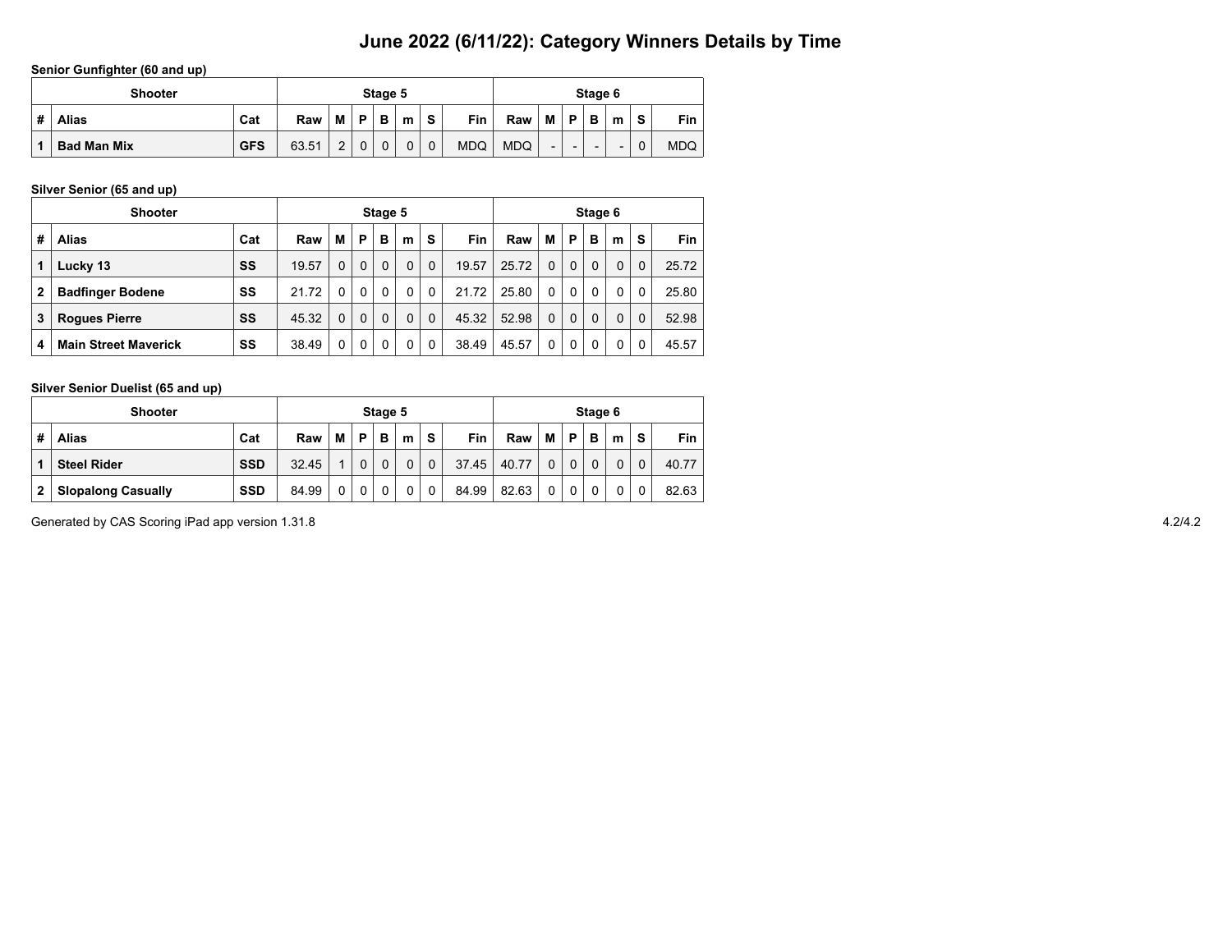# June 2022 (6/11/22): Category Winners Details by Time

**Senior Gunfighter (60 and up)**

| Shooter | | | Stage 5 | | | | | | | Stage 6 | | | | | | |
|---|---|---|---|---|---|---|---|---|---|---|---|---|---|---|---|---|
| # | Alias | Cat | Raw | M | P | B | m | S | Fin | Raw | M | P | B | m | S | Fin |
| 1 | **Bad Man Mix** | **GFS** | 63.51 | 2 | 0 | 0 | 0 | 0 | MDQ | MDQ | - | - | - | - | 0 | MDQ |

**Silver Senior (65 and up)**

| Shooter | | | Stage 5 | | | | | | | Stage 6 | | | | | | |
|---|---|---|---|---|---|---|---|---|---|---|---|---|---|---|---|---|
| # | Alias | Cat | Raw | M | P | B | m | S | Fin | Raw | M | P | B | m | S | Fin |
| 1 | **Lucky 13** | **SS** | 19.57 | 0 | 0 | 0 | 0 | 0 | 19.57 | 25.72 | 0 | 0 | 0 | 0 | 0 | 25.72 |
| 2 | **Badfinger Bodene** | **SS** | 21.72 | 0 | 0 | 0 | 0 | 0 | 21.72 | 25.80 | 0 | 0 | 0 | 0 | 0 | 25.80 |
| 3 | **Rogues Pierre** | **SS** | 45.32 | 0 | 0 | 0 | 0 | 0 | 45.32 | 52.98 | 0 | 0 | 0 | 0 | 0 | 52.98 |
| 4 | **Main Street Maverick** | **SS** | 38.49 | 0 | 0 | 0 | 0 | 0 | 38.49 | 45.57 | 0 | 0 | 0 | 0 | 0 | 45.57 |

**Silver Senior Duelist (65 and up)**

| Shooter | | | Stage 5 | | | | | | | Stage 6 | | | | | | |
|---|---|---|---|---|---|---|---|---|---|---|---|---|---|---|---|---|
| # | Alias | Cat | Raw | M | P | B | m | S | Fin | Raw | M | P | B | m | S | Fin |
| 1 | **Steel Rider** | **SSD** | 32.45 | 1 | 0 | 0 | 0 | 0 | 37.45 | 40.77 | 0 | 0 | 0 | 0 | 0 | 40.77 |
| 2 | **Slopalong Casually** | **SSD** | 84.99 | 0 | 0 | 0 | 0 | 0 | 84.99 | 82.63 | 0 | 0 | 0 | 0 | 0 | 82.63 |

Generated by CAS Scoring iPad app version 1.31.8